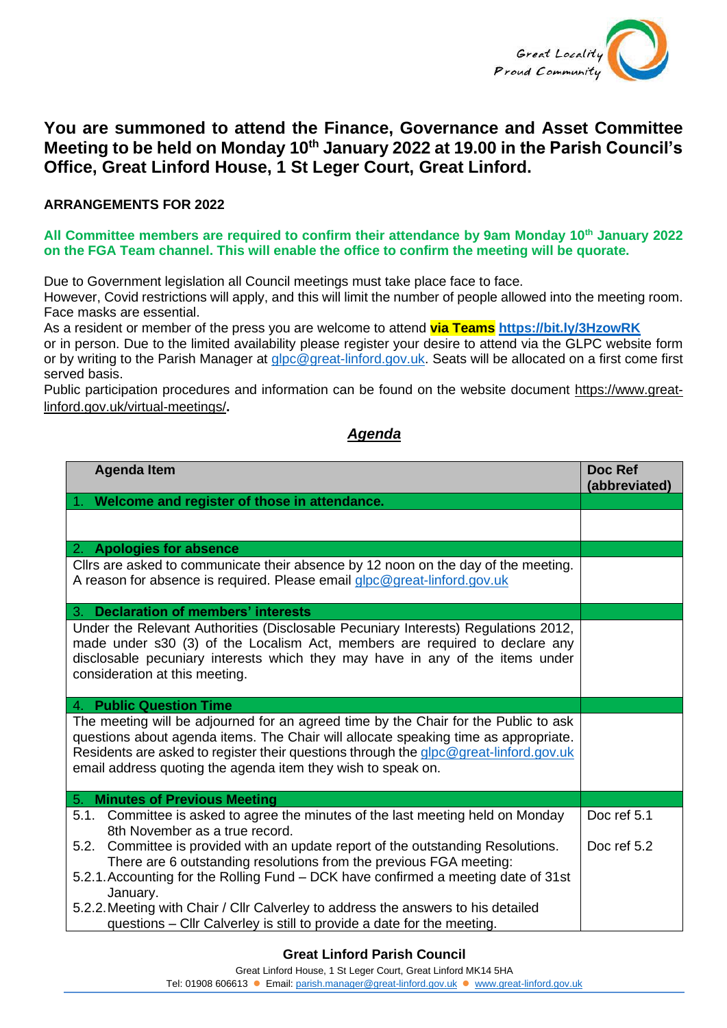Great Locality
Proud Community

# You are summoned to attend the Finance, Governance and Asset Committee Meeting to be held on Monday 10th January 2022 at 19.00 in the Parish Council's Office, Great Linford House, 1 St Leger Court, Great Linford.

**ARRANGEMENTS FOR 2022**

**All Committee members are required to confirm their attendance by 9am Monday 10th January 2022 on the FGA Team channel. This will enable the office to confirm the meeting will be quorate.**

Due to Government legislation all Council meetings must take place face to face.
However, Covid restrictions will apply, and this will limit the number of people allowed into the meeting room. Face masks are essential.
As a resident or member of the press you are welcome to attend **via Teams** **https://bit.ly/3HzowRK**
or in person. Due to the limited availability please register your desire to attend via the GLPC website form or by writing to the Parish Manager at glpc@great-linford.gov.uk. Seats will be allocated on a first come first served basis.
Public participation procedures and information can be found on the website document https://www.great-linford.gov.uk/virtual-meetings/**.**

## *Agenda*

| Agenda Item | Doc Ref (abbreviated) |
|---|---|
| **1. Welcome and register of those in attendance.** | |
| | |
| **2. Apologies for absence** | |
| Cllrs are asked to communicate their absence by 12 noon on the day of the meeting. A reason for absence is required. Please email glpc@great-linford.gov.uk | |
| **3. Declaration of members' interests** | |
| Under the Relevant Authorities (Disclosable Pecuniary Interests) Regulations 2012, made under s30 (3) of the Localism Act, members are required to declare any disclosable pecuniary interests which they may have in any of the items under consideration at this meeting. | |
| **4. Public Question Time** | |
| The meeting will be adjourned for an agreed time by the Chair for the Public to ask questions about agenda items. The Chair will allocate speaking time as appropriate. Residents are asked to register their questions through the glpc@great-linford.gov.uk email address quoting the agenda item they wish to speak on. | |
| **5. Minutes of Previous Meeting** | |
| 5.1. Committee is asked to agree the minutes of the last meeting held on Monday 8th November as a true record. | Doc ref 5.1 |
| 5.2. Committee is provided with an update report of the outstanding Resolutions. There are 6 outstanding resolutions from the previous FGA meeting: | Doc ref 5.2 |
| 5.2.1. Accounting for the Rolling Fund – DCK have confirmed a meeting date of 31st January. | |
| 5.2.2. Meeting with Chair / Cllr Calverley to address the answers to his detailed questions – Cllr Calverley is still to provide a date for the meeting. | |

**Great Linford Parish Council**
Great Linford House, 1 St Leger Court, Great Linford MK14 5HA
Tel: 01908 606613 ● Email: parish.manager@great-linford.gov.uk ● www.great-linford.gov.uk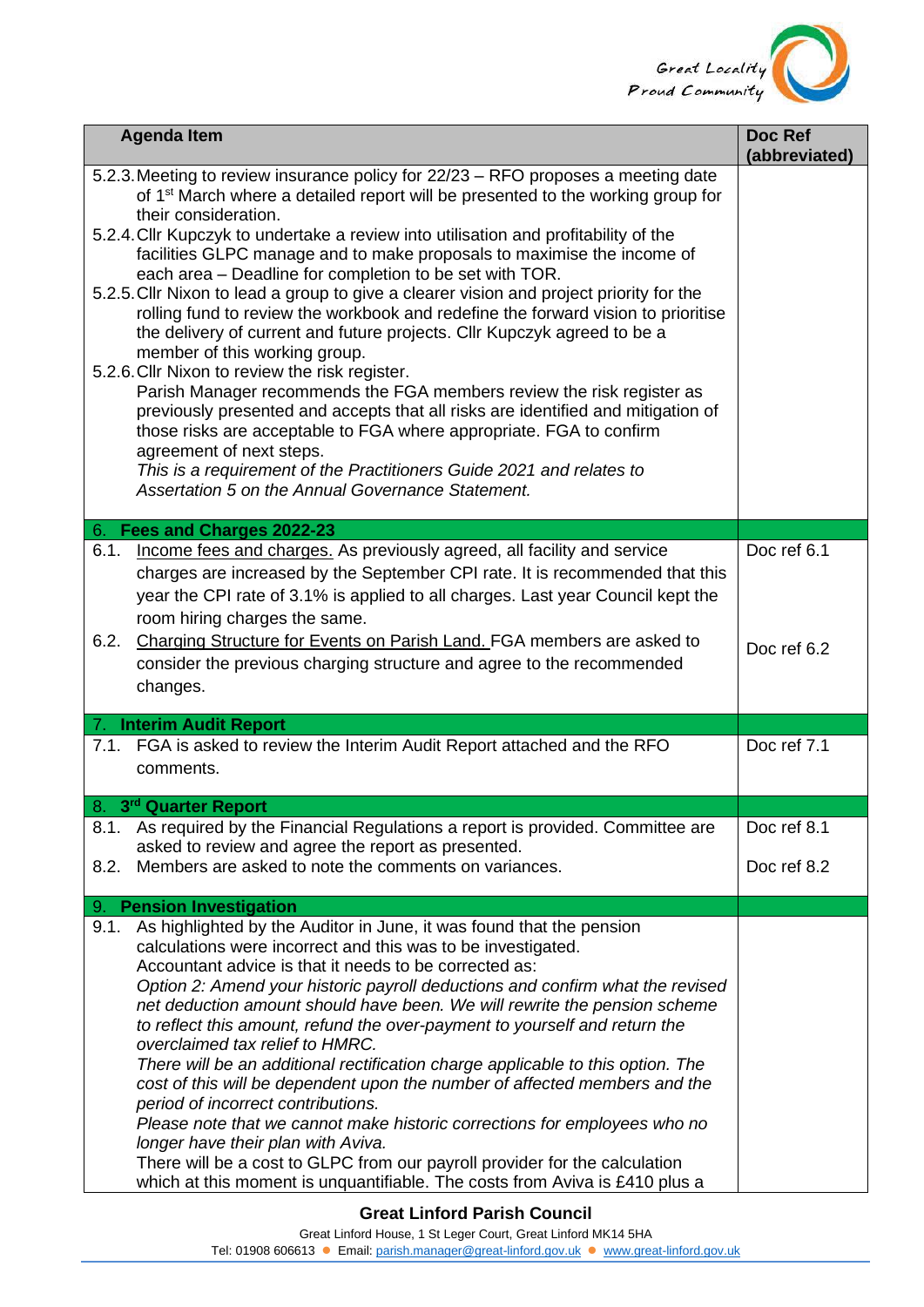| Agenda Item | Doc Ref (abbreviated) |
|---|---|
| 5.2.3. Meeting to review insurance policy for 22/23 – RFO proposes a meeting date of 1st March where a detailed report will be presented to the working group for their consideration.<br>5.2.4. Cllr Kupczyk to undertake a review into utilisation and profitability of the facilities GLPC manage and to make proposals to maximise the income of each area – Deadline for completion to be set with TOR.<br>5.2.5. Cllr Nixon to lead a group to give a clearer vision and project priority for the rolling fund to review the workbook and redefine the forward vision to prioritise the delivery of current and future projects. Cllr Kupczyk agreed to be a member of this working group.<br>5.2.6. Cllr Nixon to review the risk register.<br>Parish Manager recommends the FGA members review the risk register as previously presented and accepts that all risks are identified and mitigation of those risks are acceptable to FGA where appropriate. FGA to confirm agreement of next steps.<br>*This is a requirement of the Practitioners Guide 2021 and relates to Assertation 5 on the Annual Governance Statement.* | |
| **6. Fees and Charges 2022-23** | |
| 6.1. Income fees and charges. As previously agreed, all facility and service charges are increased by the September CPI rate. It is recommended that this year the CPI rate of 3.1% is applied to all charges. Last year Council kept the room hiring charges the same. | Doc ref 6.1 |
| 6.2. Charging Structure for Events on Parish Land. FGA members are asked to consider the previous charging structure and agree to the recommended changes. | Doc ref 6.2 |
| **7. Interim Audit Report** | |
| 7.1. FGA is asked to review the Interim Audit Report attached and the RFO comments. | Doc ref 7.1 |
| **8. 3rd Quarter Report** | |
| 8.1. As required by the Financial Regulations a report is provided. Committee are asked to review and agree the report as presented. | Doc ref 8.1 |
| 8.2. Members are asked to note the comments on variances. | Doc ref 8.2 |
| **9. Pension Investigation** | |
| 9.1. As highlighted by the Auditor in June, it was found that the pension calculations were incorrect and this was to be investigated.<br>Accountant advice is that it needs to be corrected as:<br>*Option 2: Amend your historic payroll deductions and confirm what the revised net deduction amount should have been. We will rewrite the pension scheme to reflect this amount, refund the over-payment to yourself and return the overclaimed tax relief to HMRC.*<br>*There will be an additional rectification charge applicable to this option. The cost of this will be dependent upon the number of affected members and the period of incorrect contributions.*<br>*Please note that we cannot make historic corrections for employees who no longer have their plan with Aviva.*<br>There will be a cost to GLPC from our payroll provider for the calculation which at this moment is unquantifiable. The costs from Aviva is £410 plus a | |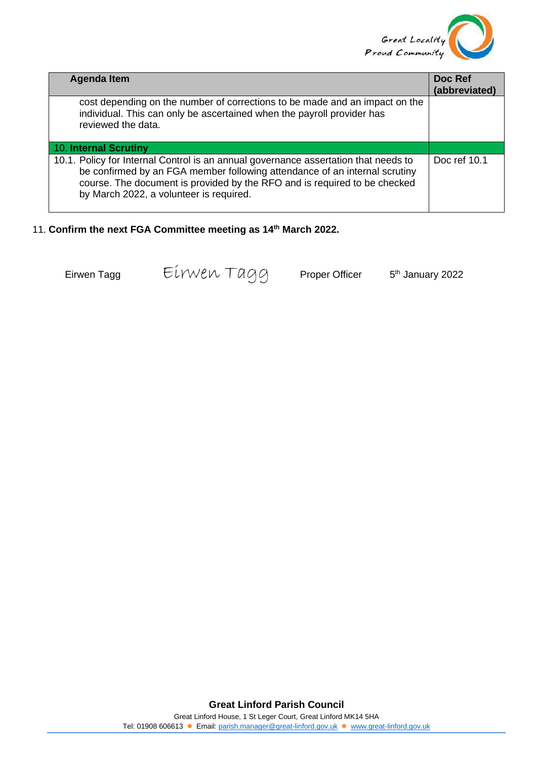| Agenda Item | Doc Ref (abbreviated) |
|---|---|
| cost depending on the number of corrections to be made and an impact on the individual. This can only be ascertained when the payroll provider has reviewed the data. | |
| 10. **Internal Scrutiny** | |
| 10.1. Policy for Internal Control is an annual governance assertion that needs to be confirmed by an FGA member following attendance of an internal scrutiny course. The document is provided by the RFO and is required to be checked by March 2022, a volunteer is required. | Doc ref 10.1 |

11. **Confirm the next FGA Committee meeting as 14th March 2022.**

Eirwen Tagg    Eirwen Tagg    Proper Officer    5th January 2022

**Great Linford Parish Council**

Great Linford House, 1 St Leger Court, Great Linford MK14 5HA

Tel: 01908 606613 ● Email: parish.manager@great-linford.gov.uk ● www.great-linford.gov.uk